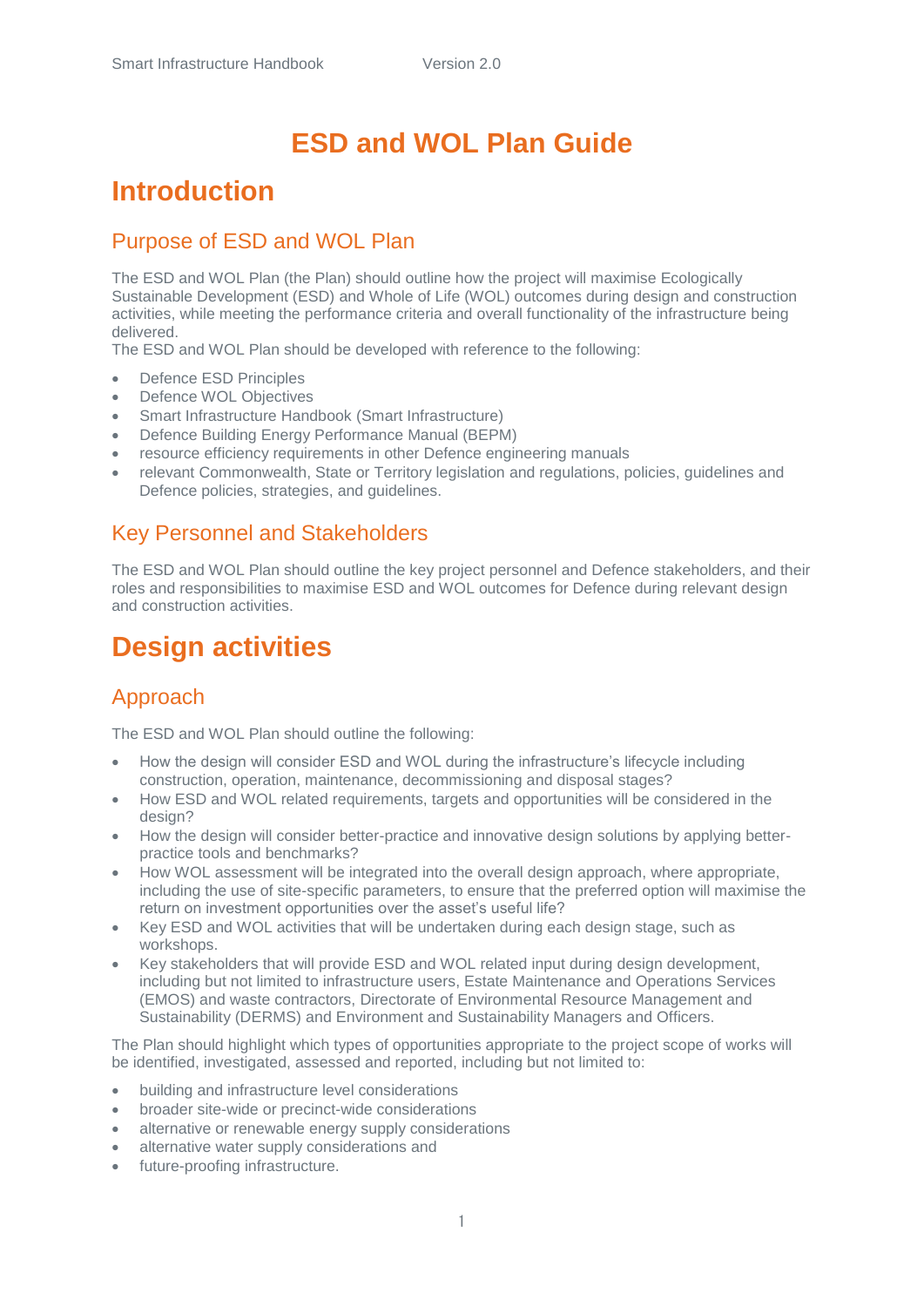# ESD and WOL Plan Guide

# Introduction

## Purpose of ESD and WOL Plan

The ESD and WOL Plan (the Plan) should outline how the project will maximise Ecologically Sustainable Development (ESD) and Whole of Life (WOL) outcomes during design and construction activities, while meeting the performance criteria and overall functionality of the infrastructure being delivered.
The ESD and WOL Plan should be developed with reference to the following:

- Defence ESD Principles
- Defence WOL Objectives
- Smart Infrastructure Handbook (Smart Infrastructure)
- Defence Building Energy Performance Manual (BEPM)
- resource efficiency requirements in other Defence engineering manuals
- relevant Commonwealth, State or Territory legislation and regulations, policies, guidelines and Defence policies, strategies, and guidelines.

## Key Personnel and Stakeholders

The ESD and WOL Plan should outline the key project personnel and Defence stakeholders, and their roles and responsibilities to maximise ESD and WOL outcomes for Defence during relevant design and construction activities.

# Design activities

## Approach

The ESD and WOL Plan should outline the following:

- How the design will consider ESD and WOL during the infrastructure's lifecycle including construction, operation, maintenance, decommissioning and disposal stages?
- How ESD and WOL related requirements, targets and opportunities will be considered in the design?
- How the design will consider better-practice and innovative design solutions by applying better-practice tools and benchmarks?
- How WOL assessment will be integrated into the overall design approach, where appropriate, including the use of site-specific parameters, to ensure that the preferred option will maximise the return on investment opportunities over the asset's useful life?
- Key ESD and WOL activities that will be undertaken during each design stage, such as workshops.
- Key stakeholders that will provide ESD and WOL related input during design development, including but not limited to infrastructure users, Estate Maintenance and Operations Services (EMOS) and waste contractors, Directorate of Environmental Resource Management and Sustainability (DERMS) and Environment and Sustainability Managers and Officers.

The Plan should highlight which types of opportunities appropriate to the project scope of works will be identified, investigated, assessed and reported, including but not limited to:

- building and infrastructure level considerations
- broader site-wide or precinct-wide considerations
- alternative or renewable energy supply considerations
- alternative water supply considerations and
- future-proofing infrastructure.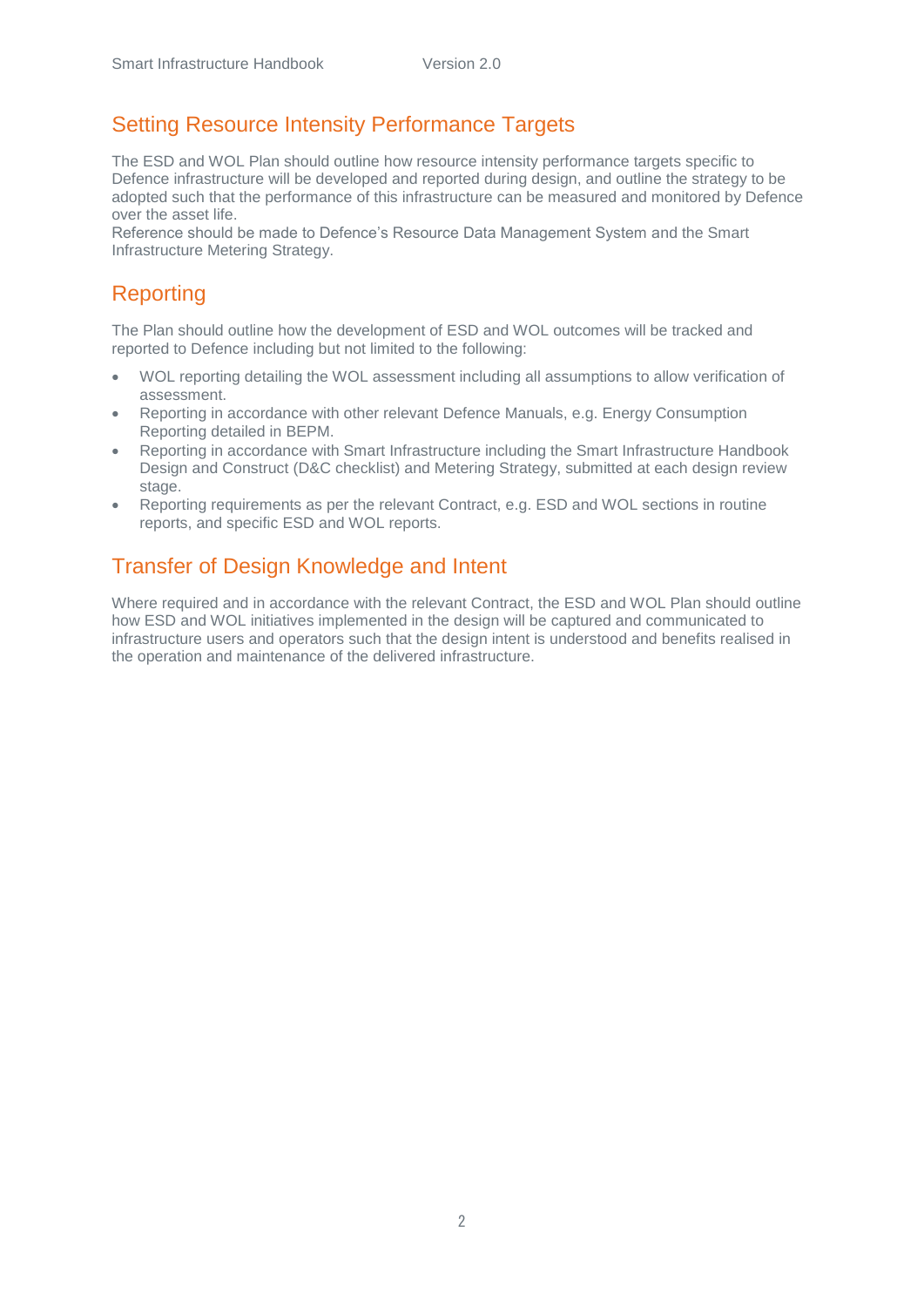## Setting Resource Intensity Performance Targets

The ESD and WOL Plan should outline how resource intensity performance targets specific to Defence infrastructure will be developed and reported during design, and outline the strategy to be adopted such that the performance of this infrastructure can be measured and monitored by Defence over the asset life.
Reference should be made to Defence's Resource Data Management System and the Smart Infrastructure Metering Strategy.

## Reporting

The Plan should outline how the development of ESD and WOL outcomes will be tracked and reported to Defence including but not limited to the following:

- WOL reporting detailing the WOL assessment including all assumptions to allow verification of assessment.
- Reporting in accordance with other relevant Defence Manuals, e.g. Energy Consumption Reporting detailed in BEPM.
- Reporting in accordance with Smart Infrastructure including the Smart Infrastructure Handbook Design and Construct (D&C checklist) and Metering Strategy, submitted at each design review stage.
- Reporting requirements as per the relevant Contract, e.g. ESD and WOL sections in routine reports, and specific ESD and WOL reports.

## Transfer of Design Knowledge and Intent

Where required and in accordance with the relevant Contract, the ESD and WOL Plan should outline how ESD and WOL initiatives implemented in the design will be captured and communicated to infrastructure users and operators such that the design intent is understood and benefits realised in the operation and maintenance of the delivered infrastructure.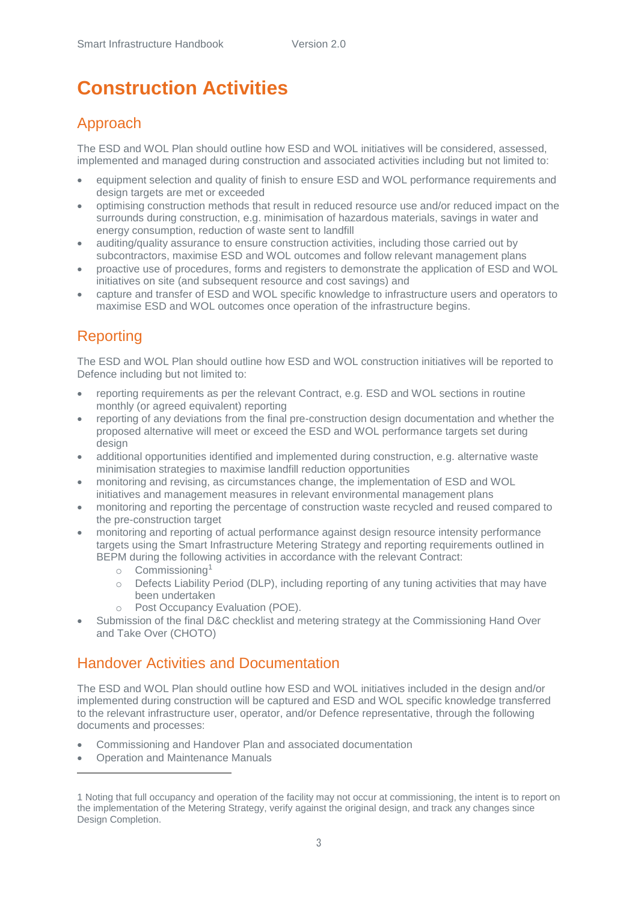# Construction Activities

## Approach

The ESD and WOL Plan should outline how ESD and WOL initiatives will be considered, assessed, implemented and managed during construction and associated activities including but not limited to:

- equipment selection and quality of finish to ensure ESD and WOL performance requirements and design targets are met or exceeded
- optimising construction methods that result in reduced resource use and/or reduced impact on the surrounds during construction, e.g. minimisation of hazardous materials, savings in water and energy consumption, reduction of waste sent to landfill
- auditing/quality assurance to ensure construction activities, including those carried out by subcontractors, maximise ESD and WOL outcomes and follow relevant management plans
- proactive use of procedures, forms and registers to demonstrate the application of ESD and WOL initiatives on site (and subsequent resource and cost savings) and
- capture and transfer of ESD and WOL specific knowledge to infrastructure users and operators to maximise ESD and WOL outcomes once operation of the infrastructure begins.

## Reporting

The ESD and WOL Plan should outline how ESD and WOL construction initiatives will be reported to Defence including but not limited to:

- reporting requirements as per the relevant Contract, e.g. ESD and WOL sections in routine monthly (or agreed equivalent) reporting
- reporting of any deviations from the final pre-construction design documentation and whether the proposed alternative will meet or exceed the ESD and WOL performance targets set during design
- additional opportunities identified and implemented during construction, e.g. alternative waste minimisation strategies to maximise landfill reduction opportunities
- monitoring and revising, as circumstances change, the implementation of ESD and WOL initiatives and management measures in relevant environmental management plans
- monitoring and reporting the percentage of construction waste recycled and reused compared to the pre-construction target
- monitoring and reporting of actual performance against design resource intensity performance targets using the Smart Infrastructure Metering Strategy and reporting requirements outlined in BEPM during the following activities in accordance with the relevant Contract:
  - Commissioning[1]
  - Defects Liability Period (DLP), including reporting of any tuning activities that may have been undertaken
  - Post Occupancy Evaluation (POE).
- Submission of the final D&C checklist and metering strategy at the Commissioning Hand Over and Take Over (CHOTO)

## Handover Activities and Documentation

The ESD and WOL Plan should outline how ESD and WOL initiatives included in the design and/or implemented during construction will be captured and ESD and WOL specific knowledge transferred to the relevant infrastructure user, operator, and/or Defence representative, through the following documents and processes:

- Commissioning and Handover Plan and associated documentation
- Operation and Maintenance Manuals

---

1 Noting that full occupancy and operation of the facility may not occur at commissioning, the intent is to report on the implementation of the Metering Strategy, verify against the original design, and track any changes since Design Completion.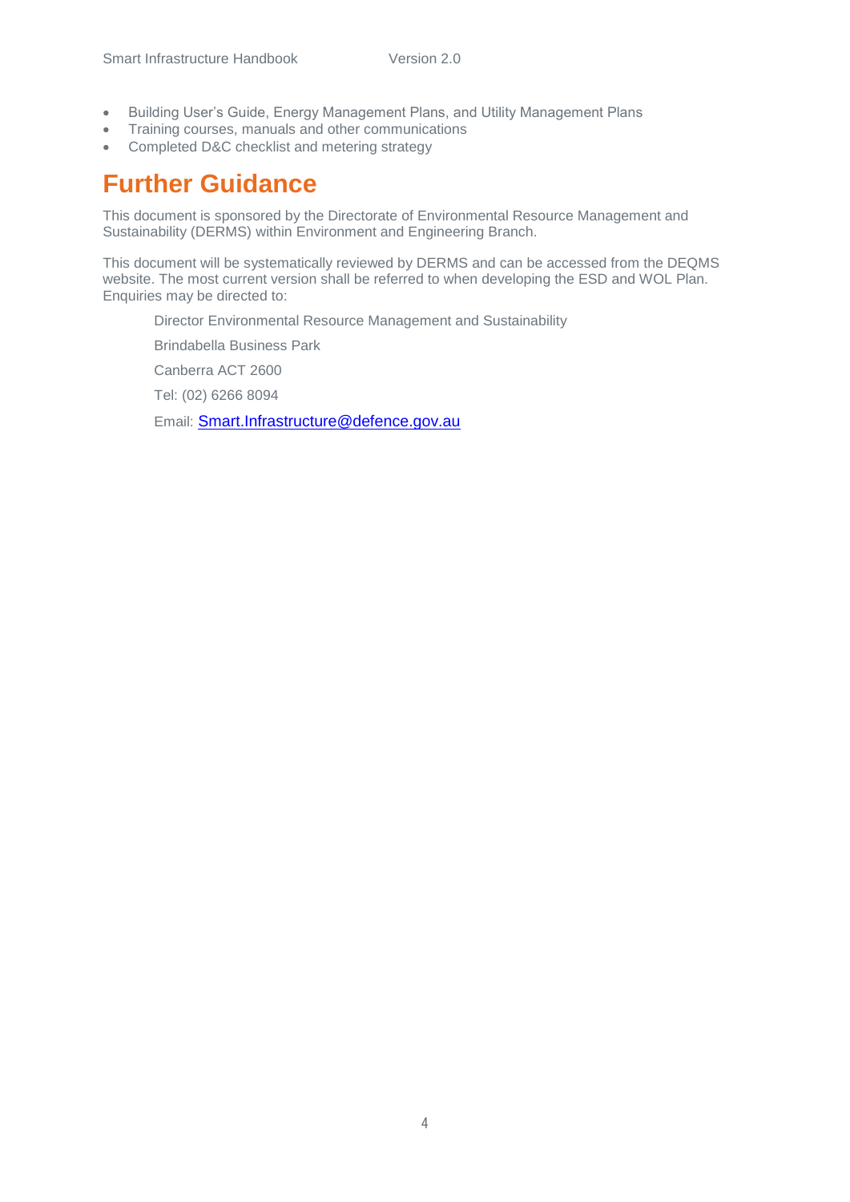- Building User's Guide, Energy Management Plans, and Utility Management Plans
- Training courses, manuals and other communications
- Completed D&C checklist and metering strategy

# Further Guidance

This document is sponsored by the Directorate of Environmental Resource Management and Sustainability (DERMS) within Environment and Engineering Branch.

This document will be systematically reviewed by DERMS and can be accessed from the DEQMS website. The most current version shall be referred to when developing the ESD and WOL Plan. Enquiries may be directed to:

Director Environmental Resource Management and Sustainability

Brindabella Business Park

Canberra ACT 2600

Tel: (02) 6266 8094

Email: Smart.Infrastructure@defence.gov.au